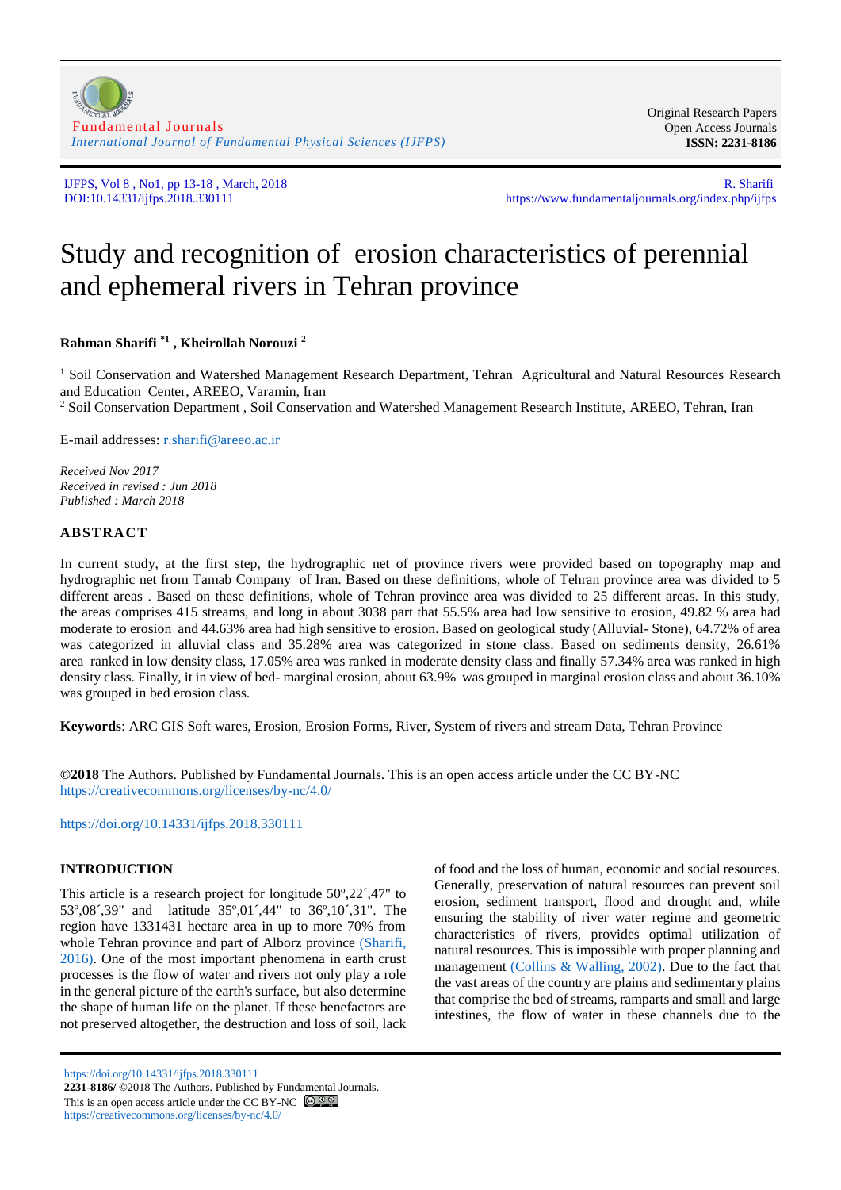Fundamental Journals
*International Journal of Fundamental Physical Sciences (IJFPS)*

Original Research Papers
Open Access Journals
**ISSN: 2231-8186**

IJFPS, Vol 8 , No1, pp 13-18 , March, 2018
DOI:10.14331/ijfps.2018.330111

R. Sharifi
https://www.fundamentaljournals.org/index.php/ijfps

# Study and recognition of erosion characteristics of perennial and ephemeral rivers in Tehran province

**Rahman Sharifi [*1] , Kheirollah Norouzi [2]**

[1] Soil Conservation and Watershed Management Research Department, Tehran Agricultural and Natural Resources Research and Education Center, AREEO, Varamin, Iran
[2] Soil Conservation Department , Soil Conservation and Watershed Management Research Institute, AREEO, Tehran, Iran

E-mail addresses: r.sharifi@areeo.ac.ir

*Received Nov 2017*
*Received in revised : Jun 2018*
*Published : March 2018*

## ABSTRACT

In current study, at the first step, the hydrographic net of province rivers were provided based on topography map and hydrographic net from Tamab Company of Iran. Based on these definitions, whole of Tehran province area was divided to 5 different areas . Based on these definitions, whole of Tehran province area was divided to 25 different areas. In this study, the areas comprises 415 streams, and long in about 3038 part that 55.5% area had low sensitive to erosion, 49.82 % area had moderate to erosion and 44.63% area had high sensitive to erosion. Based on geological study (Alluvial- Stone), 64.72% of area was categorized in alluvial class and 35.28% area was categorized in stone class. Based on sediments density, 26.61% area ranked in low density class, 17.05% area was ranked in moderate density class and finally 57.34% area was ranked in high density class. Finally, it in view of bed- marginal erosion, about 63.9% was grouped in marginal erosion class and about 36.10% was grouped in bed erosion class.

**Keywords**: ARC GIS Soft wares, Erosion, Erosion Forms, River, System of rivers and stream Data, Tehran Province

**©2018** The Authors. Published by Fundamental Journals. This is an open access article under the CC BY-NC https://creativecommons.org/licenses/by-nc/4.0/

https://doi.org/10.14331/ijfps.2018.330111

## INTRODUCTION

This article is a research project for longitude 50º,22´,47" to 53º,08´,39" and latitude 35º,01´,44" to 36º,10´,31". The region have 1331431 hectare area in up to more 70% from whole Tehran province and part of Alborz province (Sharifi, 2016). One of the most important phenomena in earth crust processes is the flow of water and rivers not only play a role in the general picture of the earth's surface, but also determine the shape of human life on the planet. If these benefactors are not preserved altogether, the destruction and loss of soil, lack of food and the loss of human, economic and social resources. Generally, preservation of natural resources can prevent soil erosion, sediment transport, flood and drought and, while ensuring the stability of river water regime and geometric characteristics of rivers, provides optimal utilization of natural resources. This is impossible with proper planning and management (Collins & Walling, 2002). Due to the fact that the vast areas of the country are plains and sedimentary plains that comprise the bed of streams, ramparts and small and large intestines, the flow of water in these channels due to the

https://doi.org/10.14331/ijfps.2018.330111
**2231-8186/** ©2018 The Authors. Published by Fundamental Journals.
This is an open access article under the CC BY-NC
https://creativecommons.org/licenses/by-nc/4.0/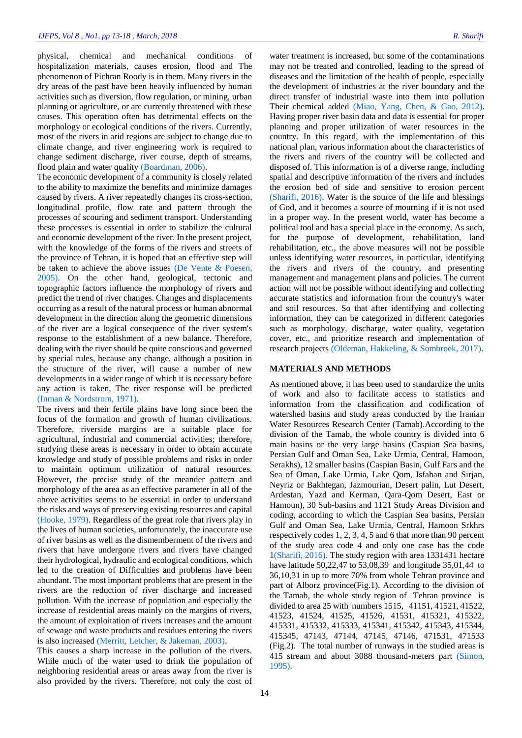physical, chemical and mechanical conditions of hospitalization materials, causes erosion, flood and The phenomenon of Pichran Roody is in them. Many rivers in the dry areas of the past have been heavily influenced by human activities such as diversion, flow regulation, or mining, urban planning or agriculture, or are currently threatened with these causes. This operation often has detrimental effects on the morphology or ecological conditions of the rivers. Currently, most of the rivers in arid regions are subject to change due to climate change, and river engineering work is required to change sediment discharge, river course, depth of streams, flood plain and water quality (Boardman, 2006).

The economic development of a community is closely related to the ability to maximize the benefits and minimize damages caused by rivers. A river repeatedly changes its cross-section, longitudinal profile, flow rate and pattern through the processes of scouring and sediment transport. Understanding these processes is essential in order to stabilize the cultural and economic development of the river. In the present project, with the knowledge of the forms of the rivers and streets of the province of Tehran, it is hoped that an effective step will be taken to achieve the above issues (De Vente & Poesen, 2005). On the other hand, geological, tectonic and topographic factors influence the morphology of rivers and predict the trend of river changes. Changes and displacements occurring as a result of the natural process or human abnormal development in the direction along the geometric dimensions of the river are a logical consequence of the river system's response to the establishment of a new balance. Therefore, dealing with the river should be quite conscious and governed by special rules, because any change, although a position in the structure of the river, will cause a number of new developments in a wider range of which it is necessary before any action is taken, The river response will be predicted (Inman & Nordstrom, 1971).

The rivers and their fertile plains have long since been the focus of the formation and growth of human civilizations. Therefore, riverside margins are a suitable place for agricultural, industrial and commercial activities; therefore, studying these areas is necessary in order to obtain accurate knowledge and study of possible problems and risks in order to maintain optimum utilization of natural resources. However, the precise study of the meander pattern and morphology of the area as an effective parameter in all of the above activities seems to be essential in order to understand the risks and ways of preserving existing resources and capital (Hooke, 1979). Regardless of the great role that rivers play in the lives of human societies, unfortunately, the inaccurate use of river basins as well as the dismemberment of the rivers and rivers that have undergone rivers and rivers have changed their hydrological, hydraulic and ecological conditions, which led to the creation of Difficulties and problems have been abundant. The most important problems that are present in the rivers are the reduction of river discharge and increased pollution. With the increase of population and especially the increase of residential areas mainly on the margins of rivers, the amount of exploitation of rivers increases and the amount of sewage and waste products and residues entering the rivers is also increased (Merritt, Letcher, & Jakeman, 2003).

This causes a sharp increase in the pollution of the rivers. While much of the water used to drink the population of neighboring residential areas or areas away from the river is also provided by the rivers. Therefore, not only the cost of water treatment is increased, but some of the contaminations may not be treated and controlled, leading to the spread of diseases and the limitation of the health of people, especially the development of industries at the river boundary and the direct transfer of industrial waste into them into pollution Their chemical added (Miao, Yang, Chen, & Gao, 2012). Having proper river basin data and data is essential for proper planning and proper utilization of water resources in the country. In this regard, with the implementation of this national plan, various information about the characteristics of the rivers and rivers of the country will be collected and disposed of. This information is of a diverse range, including spatial and descriptive information of the rivers and includes the erosion bed of side and sensitive to erosion percent (Sharifi, 2016). Water is the source of the life and blessings of God, and it becomes a source of mourning if it is not used in a proper way. In the present world, water has become a political tool and has a special place in the economy. As such, for the purpose of development, rehabilitation, land rehabilitation, etc., the above measures will not be possible unless identifying water resources, in particular, identifying the rivers and rivers of the country, and presenting management and management plans and policies. The current action will not be possible without identifying and collecting accurate statistics and information from the country's water and soil resources. So that after identifying and collecting information, they can be categorized in different categories such as morphology, discharge, water quality, vegetation cover, etc., and prioritize research and implementation of research projects (Oldeman, Hakkeling, & Sombroek, 2017).

## MATERIALS AND METHODS

As mentioned above, it has been used to standardize the units of work and also to facilitate access to statistics and information from the classification and codification of watershed basins and study areas conducted by the Iranian Water Resources Research Center (Tamab).According to the division of the Tamab, the whole country is divided into 6 main basins or the very large basins (Caspian Sea basins, Persian Gulf and Oman Sea, Lake Urmia, Central, Hamoon, Serakhs), 12 smaller basins (Caspian Basin, Gulf Fars and the Sea of Oman, Lake Urmia, Lake Qom, Isfahan and Sirjan, Neyriz or Bakhtegan, Jazmourian, Desert palin, Lut Desert, Ardestan, Yazd and Kerman, Qara-Qom Desert, East or Hamoun), 30 Sub-basins and 1121 Study Areas Division and coding, according to which the Caspian Sea basins, Persian Gulf and Oman Sea, Lake Urmia, Central, Hamoon Srkhrs respectively codes 1, 2, 3, 4, 5 and 6 that more than 90 percent of the study area code 4 and only one case has the code 1(Sharifi, 2016). The study region with area 1331431 hectare have latitude 50,22,47 to 53,08,39 and longitude 35,01,44 to 36,10,31 in up to more 70% from whole Tehran province and part of Alborz province(Fig.1). According to the division of the Tamab, the whole study region of Tehran province is divided into area 25 with numbers 1515, 41151, 41521, 41522, 41523, 41524, 41525, 41526, 41531, 415321, 415322, 415331, 415332, 415333, 415341, 415342, 415343, 415344, 415345, 47143, 47144, 47145, 47146, 471531, 471533 (Fig.2). The total number of runways in the studied areas is 415 stream and about 3088 thousand-meters part (Simon, 1995).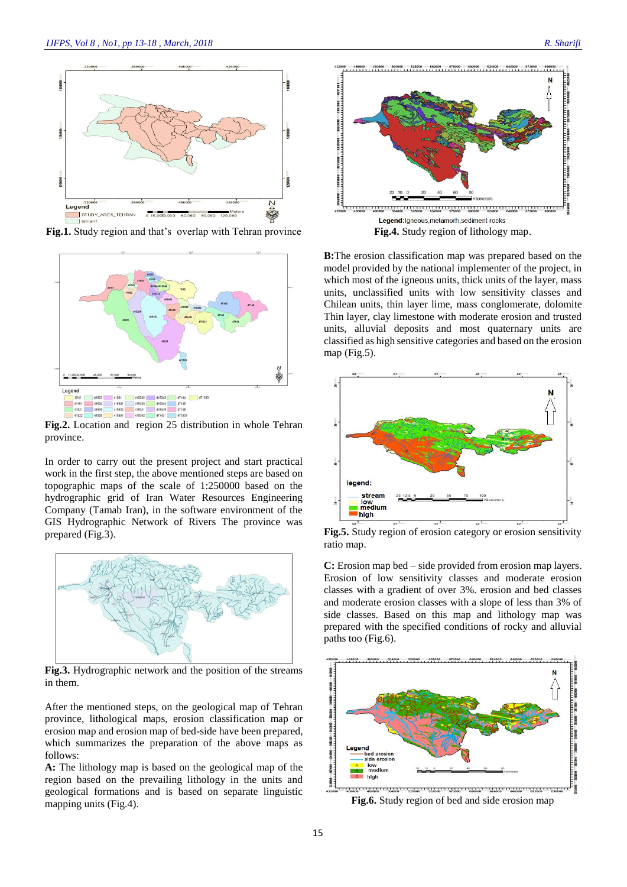**Fig.1.** Study region and that's overlap with Tehran province

**Fig.2.** Location and region 25 distribution in whole Tehran province.

In order to carry out the present project and start practical work in the first step, the above mentioned steps are based on topographic maps of the scale of 1:250000 based on the hydrographic grid of Iran Water Resources Engineering Company (Tamab Iran), in the software environment of the GIS Hydrographic Network of Rivers The province was prepared (Fig.3).

**Fig.3.** Hydrographic network and the position of the streams in them.

After the mentioned steps, on the geological map of Tehran province, lithological maps, erosion classification map or erosion map and erosion map of bed-side have been prepared, which summarizes the preparation of the above maps as follows:

**A:** The lithology map is based on the geological map of the region based on the prevailing lithology in the units and geological formations and is based on separate linguistic mapping units (Fig.4).

**Fig.4.** Study region of lithology map.

**B:** The erosion classification map was prepared based on the model provided by the national implementer of the project, in which most of the igneous units, thick units of the layer, mass units, unclassified units with low sensitivity classes and Chilean units, thin layer lime, mass conglomerate, dolomite Thin layer, clay limestone with moderate erosion and trusted units, alluvial deposits and most quaternary units are classified as high sensitive categories and based on the erosion map (Fig.5).

**Fig.5.** Study region of erosion category or erosion sensitivity ratio map.

**C:** Erosion map bed – side provided from erosion map layers. Erosion of low sensitivity classes and moderate erosion classes with a gradient of over 3%. erosion and bed classes and moderate erosion classes with a slope of less than 3% of side classes. Based on this map and lithology map was prepared with the specified conditions of rocky and alluvial paths too (Fig.6).

**Fig.6.** Study region of bed and side erosion map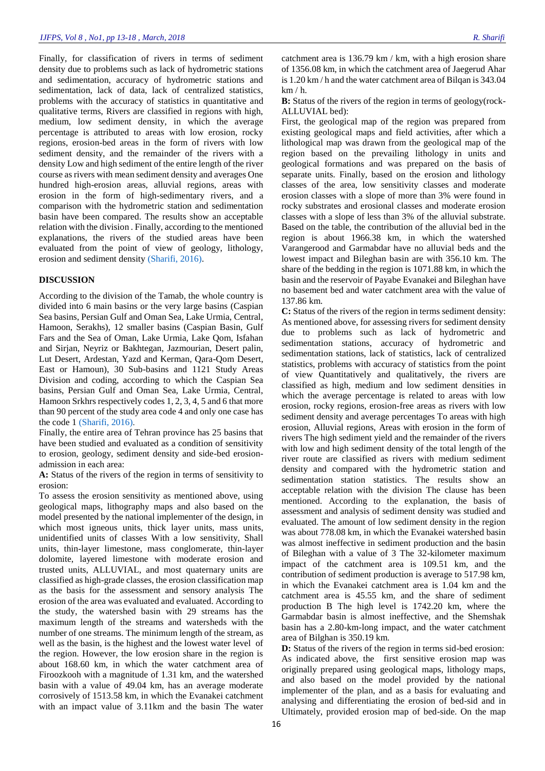Finally, for classification of rivers in terms of sediment density due to problems such as lack of hydrometric stations and sedimentation, accuracy of hydrometric stations and sedimentation, lack of data, lack of centralized statistics, problems with the accuracy of statistics in quantitative and qualitative terms, Rivers are classified in regions with high, medium, low sediment density, in which the average percentage is attributed to areas with low erosion, rocky regions, erosion-bed areas in the form of rivers with low sediment density, and the remainder of the rivers with a density Low and high sediment of the entire length of the river course as rivers with mean sediment density and averages One hundred high-erosion areas, alluvial regions, areas with erosion in the form of high-sedimentary rivers, and a comparison with the hydrometric station and sedimentation basin have been compared. The results show an acceptable relation with the division . Finally, according to the mentioned explanations, the rivers of the studied areas have been evaluated from the point of view of geology, lithology, erosion and sediment density (Sharifi, 2016).

## DISCUSSION

According to the division of the Tamab, the whole country is divided into 6 main basins or the very large basins (Caspian Sea basins, Persian Gulf and Oman Sea, Lake Urmia, Central, Hamoon, Serakhs), 12 smaller basins (Caspian Basin, Gulf Fars and the Sea of Oman, Lake Urmia, Lake Qom, Isfahan and Sirjan, Neyriz or Bakhtegan, Jazmourian, Desert palin, Lut Desert, Ardestan, Yazd and Kerman, Qara-Qom Desert, East or Hamoun), 30 Sub-basins and 1121 Study Areas Division and coding, according to which the Caspian Sea basins, Persian Gulf and Oman Sea, Lake Urmia, Central, Hamoon Srkhrs respectively codes 1, 2, 3, 4, 5 and 6 that more than 90 percent of the study area code 4 and only one case has the code 1 (Sharifi, 2016).

Finally, the entire area of Tehran province has 25 basins that have been studied and evaluated as a condition of sensitivity to erosion, geology, sediment density and side-bed erosion-admission in each area:

**A:** Status of the rivers of the region in terms of sensitivity to erosion:

To assess the erosion sensitivity as mentioned above, using geological maps, lithography maps and also based on the model presented by the national implementer of the design, in which most igneous units, thick layer units, mass units, unidentified units of classes With a low sensitivity, Shall units, thin-layer limestone, mass conglomerate, thin-layer dolomite, layered limestone with moderate erosion and trusted units, ALLUVIAL, and most quaternary units are classified as high-grade classes, the erosion classification map as the basis for the assessment and sensory analysis The erosion of the area was evaluated and evaluated. According to the study, the watershed basin with 29 streams has the maximum length of the streams and watersheds with the number of one streams. The minimum length of the stream, as well as the basin, is the highest and the lowest water level of the region. However, the low erosion share in the region is about 168.60 km, in which the water catchment area of Firoozkooh with a magnitude of 1.31 km, and the watershed basin with a value of 49.04 km, has an average moderate corrosively of 1513.58 km, in which the Evanakei catchment with an impact value of 3.11km and the basin The water catchment area is 136.79 km / km, with a high erosion share of 1356.08 km, in which the catchment area of Jaegerud Ahar is 1.20 km / h and the water catchment area of Bilqan is 343.04 km / h.

**B:** Status of the rivers of the region in terms of geology(rock-ALLUVIAL bed):

First, the geological map of the region was prepared from existing geological maps and field activities, after which a lithological map was drawn from the geological map of the region based on the prevailing lithology in units and geological formations and was prepared on the basis of separate units. Finally, based on the erosion and lithology classes of the area, low sensitivity classes and moderate erosion classes with a slope of more than 3% were found in rocky substrates and erosional classes and moderate erosion classes with a slope of less than 3% of the alluvial substrate. Based on the table, the contribution of the alluvial bed in the region is about 1966.38 km, in which the watershed Varangerood and Garmabdar have no alluvial beds and the lowest impact and Bileghan basin are with 356.10 km. The share of the bedding in the region is 1071.88 km, in which the basin and the reservoir of Payabe Evanakei and Bileghan have no basement bed and water catchment area with the value of 137.86 km.

**C:** Status of the rivers of the region in terms sediment density:

As mentioned above, for assessing rivers for sediment density due to problems such as lack of hydrometric and sedimentation stations, accuracy of hydrometric and sedimentation stations, lack of statistics, lack of centralized statistics, problems with accuracy of statistics from the point of view Quantitatively and qualitatively, the rivers are classified as high, medium and low sediment densities in which the average percentage is related to areas with low erosion, rocky regions, erosion-free areas as rivers with low sediment density and average percentages To areas with high erosion, Alluvial regions, Areas with erosion in the form of rivers The high sediment yield and the remainder of the rivers with low and high sediment density of the total length of the river route are classified as rivers with medium sediment density and compared with the hydrometric station and sedimentation station statistics. The results show an acceptable relation with the division The clause has been mentioned. According to the explanation, the basis of assessment and analysis of sediment density was studied and evaluated. The amount of low sediment density in the region was about 778.08 km, in which the Evanakei watershed basin was almost ineffective in sediment production and the basin of Bileghan with a value of 3 The 32-kilometer maximum impact of the catchment area is 109.51 km, and the contribution of sediment production is average to 517.98 km, in which the Evanakei catchment area is 1.04 km and the catchment area is 45.55 km, and the share of sediment production B The high level is 1742.20 km, where the Garmabdar basin is almost ineffective, and the Shemshak basin has a 2.80-km-long impact, and the water catchment area of Bilghan is 350.19 km.

**D:** Status of the rivers of the region in terms sid-bed erosion:

As indicated above, the first sensitive erosion map was originally prepared using geological maps, lithology maps, and also based on the model provided by the national implementer of the plan, and as a basis for evaluating and analysing and differentiating the erosion of bed-sid and in Ultimately, provided erosion map of bed-side. On the map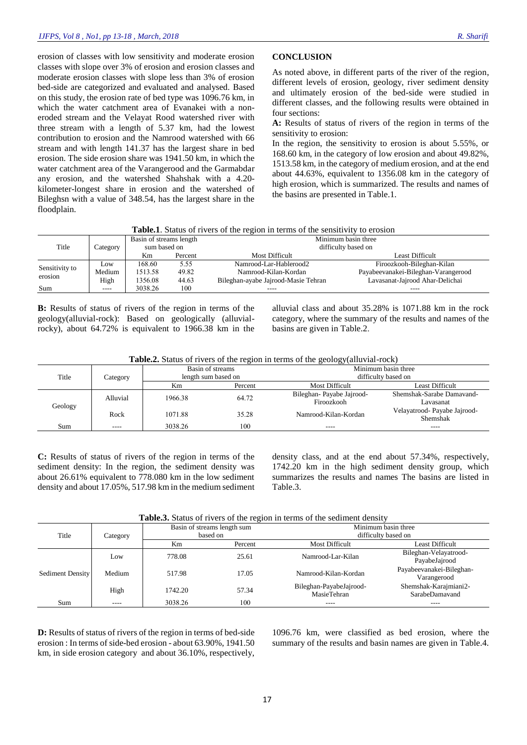erosion of classes with low sensitivity and moderate erosion classes with slope over 3% of erosion and erosion classes and moderate erosion classes with slope less than 3% of erosion bed-side are categorized and evaluated and analysed. Based on this study, the erosion rate of bed type was 1096.76 km, in which the water catchment area of Evanakei with a non-eroded stream and the Velayat Rood watershed river with three stream with a length of 5.37 km, had the lowest contribution to erosion and the Namrood watershed with 66 stream and with length 141.37 has the largest share in bed erosion. The side erosion share was 1941.50 km, in which the water catchment area of the Varangerood and the Garmabdar any erosion, and the watershed Shahshak with a 4.20-kilometer-longest share in erosion and the watershed of Bileghsn with a value of 348.54, has the largest share in the floodplain.

## CONCLUSION

As noted above, in different parts of the river of the region, different levels of erosion, geology, river sediment density and ultimately erosion of the bed-side were studied in different classes, and the following results were obtained in four sections:

**A:** Results of status of rivers of the region in terms of the sensitivity to erosion:

In the region, the sensitivity to erosion is about 5.55%, or 168.60 km, in the category of low erosion and about 49.82%, 1513.58 km, in the category of medium erosion, and at the end about 44.63%, equivalent to 1356.08 km in the category of high erosion, which is summarized. The results and names of the basins are presented in Table.1.

**Table.1**. Status of rivers of the region in terms of the sensitivity to erosion

| Title | Category | Basin of streams length sum based on | | Minimum basin three difficulty based on | |
|---|---|---|---|---|---|
| | | Km | Percent | Most Difficult | Least Difficult |
| Sensitivity to erosion | Low | 168.60 | 5.55 | Namrood-Lar-Hablerood2 | Firoozkooh-Bileghan-Kilan |
| | Medium | 1513.58 | 49.82 | Namrood-Kilan-Kordan | Payabeevanakei-Bileghan-Varangerood |
| | High | 1356.08 | 44.63 | Bileghan-ayabe Jajrood-Masie Tehran | Lavasanat-Jajrood Ahar-Delichai |
| Sum | ---- | 3038.26 | 100 | ---- | ---- |

**B:** Results of status of rivers of the region in terms of the geology(alluvial-rock): Based on geologically (alluvial-rocky), about 64.72% is equivalent to 1966.38 km in the alluvial class and about 35.28% is 1071.88 km in the rock category, where the summary of the results and names of the basins are given in Table.2.

**Table.2.** Status of rivers of the region in terms of the geology(alluvial-rock)

| Title | Category | Basin of streams length sum based on | | Minimum basin three difficulty based on | |
|---|---|---|---|---|---|
| | | Km | Percent | Most Difficult | Least Difficult |
| Geology | Alluvial | 1966.38 | 64.72 | Bileghan- Payabe Jajrood-Firoozkooh | Shemshak-Sarabe Damavand-Lavasanat |
| | Rock | 1071.88 | 35.28 | Namrood-Kilan-Kordan | Velayatrood- Payabe Jajrood-Shemshak |
| Sum | ---- | 3038.26 | 100 | ---- | ---- |

**C:** Results of status of rivers of the region in terms of the sediment density: In the region, the sediment density was about 26.61% equivalent to 778.080 km in the low sediment density and about 17.05%, 517.98 km in the medium sediment density class, and at the end about 57.34%, respectively, 1742.20 km in the high sediment density group, which summarizes the results and names The basins are listed in Table.3.

**Table.3.** Status of rivers of the region in terms of the sediment density

| Title | Category | Basin of streams length sum based on | | Minimum basin three difficulty based on | |
|---|---|---|---|---|---|
| | | Km | Percent | Most Difficult | Least Difficult |
| Sediment Density | Low | 778.08 | 25.61 | Namrood-Lar-Kilan | Bileghan-Velayatrood-PayabeJajrood |
| | Medium | 517.98 | 17.05 | Namrood-Kilan-Kordan | Payabeevanakei-Bileghan-Varangerood |
| | High | 1742.20 | 57.34 | Bileghan-PayabeJajrood-MasieTehran | Shemshak-Karajmiani2-SarabeDamavand |
| Sum | ---- | 3038.26 | 100 | ---- | ---- |

**D:** Results of status of rivers of the region in terms of bed-side erosion : In terms of side-bed erosion - about 63.90%, 1941.50 km, in side erosion category and about 36.10%, respectively, 1096.76 km, were classified as bed erosion, where the summary of the results and basin names are given in Table.4.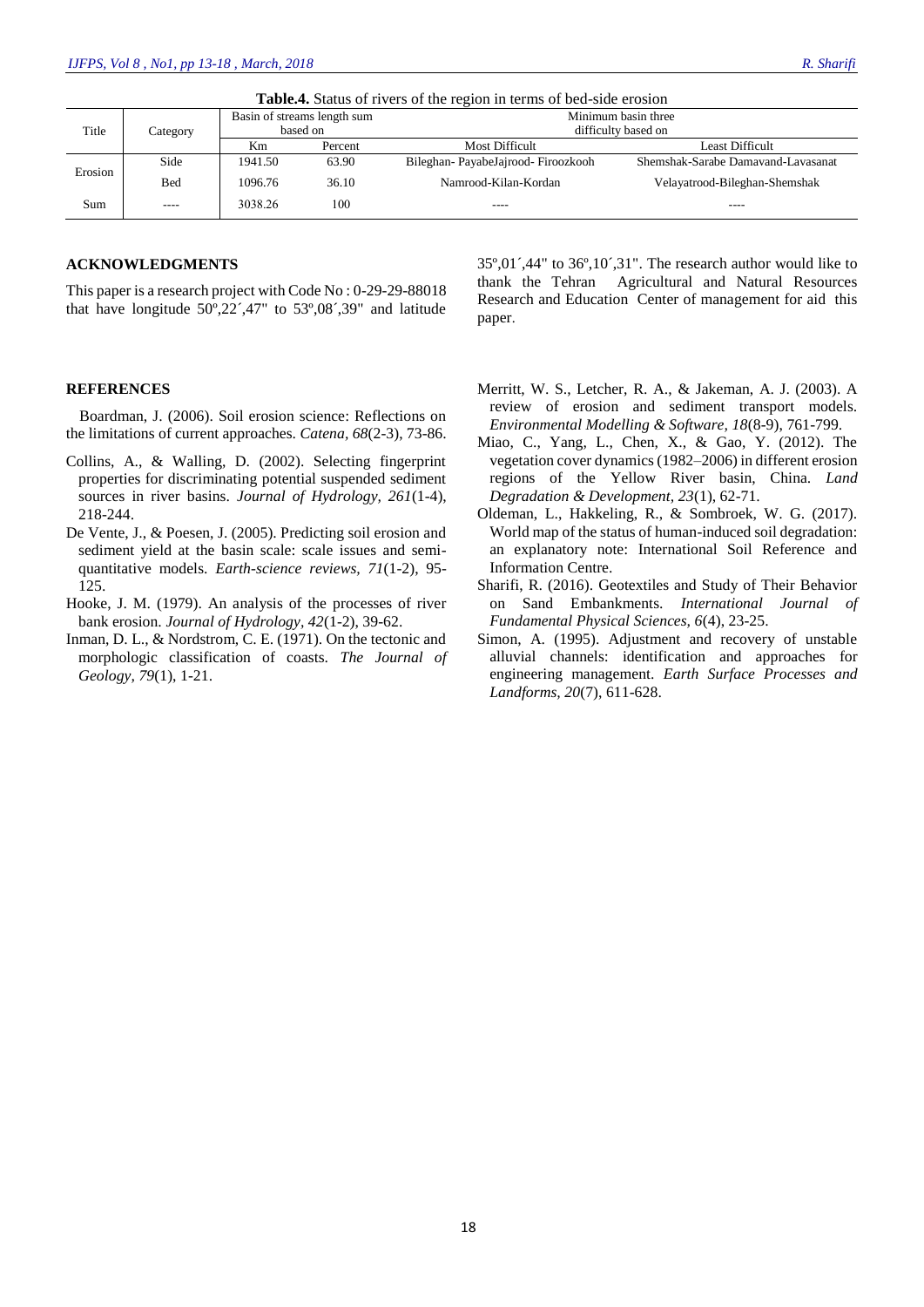**Table.4.** Status of rivers of the region in terms of bed-side erosion

| Title | Category | Basin of streams length sum based on | | Minimum basin three difficulty based on | |
|---|---|---|---|---|---|
| | | Km | Percent | Most Difficult | Least Difficult |
| Erosion | Side | 1941.50 | 63.90 | Bileghan- PayabeJajrood- Firoozkooh | Shemshak-Sarabe Damavand-Lavasanat |
| | Bed | 1096.76 | 36.10 | Namrood-Kilan-Kordan | Velayatrood-Bileghan-Shemshak |
| Sum | ---- | 3038.26 | 100 | ---- | ---- |

## ACKNOWLEDGMENTS

This paper is a research project with Code No : 0-29-29-88018 that have longitude 50º,22´,47" to 53º,08´,39" and latitude 35º,01´,44" to 36º,10´,31". The research author would like to thank the Tehran Agricultural and Natural Resources Research and Education Center of management for aid this paper.

## REFERENCES

Boardman, J. (2006). Soil erosion science: Reflections on the limitations of current approaches. *Catena, 68*(2-3), 73-86.

Collins, A., & Walling, D. (2002). Selecting fingerprint properties for discriminating potential suspended sediment sources in river basins. *Journal of Hydrology, 261*(1-4), 218-244.

De Vente, J., & Poesen, J. (2005). Predicting soil erosion and sediment yield at the basin scale: scale issues and semi-quantitative models. *Earth-science reviews, 71*(1-2), 95-125.

Hooke, J. M. (1979). An analysis of the processes of river bank erosion. *Journal of Hydrology, 42*(1-2), 39-62.

Inman, D. L., & Nordstrom, C. E. (1971). On the tectonic and morphologic classification of coasts. *The Journal of Geology, 79*(1), 1-21.

Merritt, W. S., Letcher, R. A., & Jakeman, A. J. (2003). A review of erosion and sediment transport models. *Environmental Modelling & Software, 18*(8-9), 761-799.

Miao, C., Yang, L., Chen, X., & Gao, Y. (2012). The vegetation cover dynamics (1982–2006) in different erosion regions of the Yellow River basin, China. *Land Degradation & Development, 23*(1), 62-71.

Oldeman, L., Hakkeling, R., & Sombroek, W. G. (2017). World map of the status of human-induced soil degradation: an explanatory note: International Soil Reference and Information Centre.

Sharifi, R. (2016). Geotextiles and Study of Their Behavior on Sand Embankments. *International Journal of Fundamental Physical Sciences, 6*(4), 23-25.

Simon, A. (1995). Adjustment and recovery of unstable alluvial channels: identification and approaches for engineering management. *Earth Surface Processes and Landforms, 20*(7), 611-628.